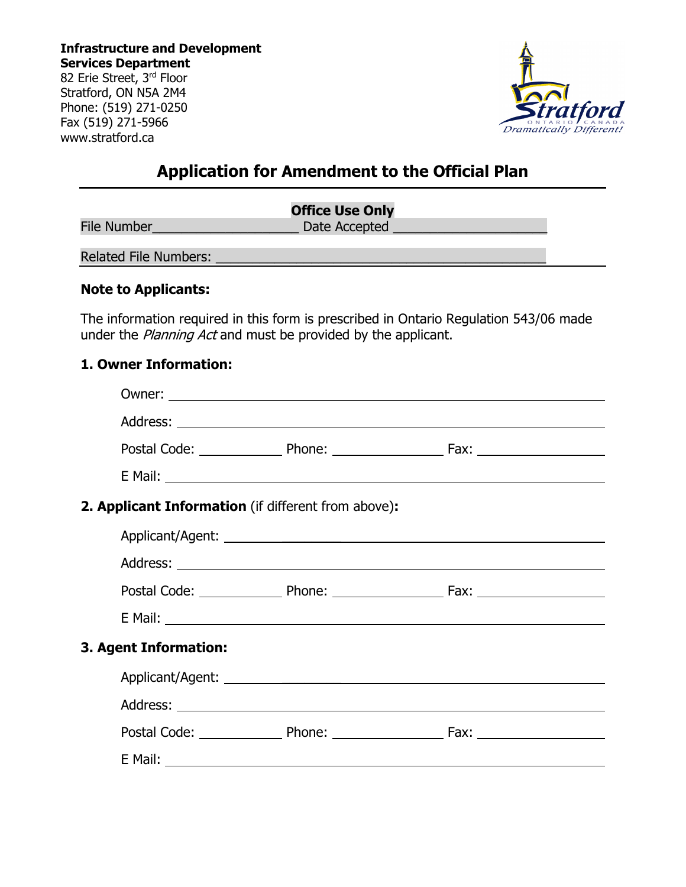**Infrastructure and Development Services Department**
82 Erie Street, 3rd Floor
Stratford, ON N5A 2M4
Phone: (519) 271-0250
Fax (519) 271-5966
www.stratford.ca

# Application for Amendment to the Official Plan

**Office Use Only**

File Number____________________ Date Accepted ____________________

Related File Numbers: ____________________________________________

**Note to Applicants:**

The information required in this form is prescribed in Ontario Regulation 543/06 made under the *Planning Act* and must be provided by the applicant.

### 1. Owner Information:

Owner: ____________________________________________

Address: ____________________________________________

Postal Code: ____________ Phone: ______________ Fax: ______________

E Mail: ____________________________________________

### 2. Applicant Information (if different from above):

Applicant/Agent: ____________________________________________

Address: ____________________________________________

Postal Code: ____________ Phone: ______________ Fax: ______________

E Mail: ____________________________________________

### 3. Agent Information:

Applicant/Agent: ____________________________________________

Address: ____________________________________________

Postal Code: ____________ Phone: ______________ Fax: ______________

E Mail: ____________________________________________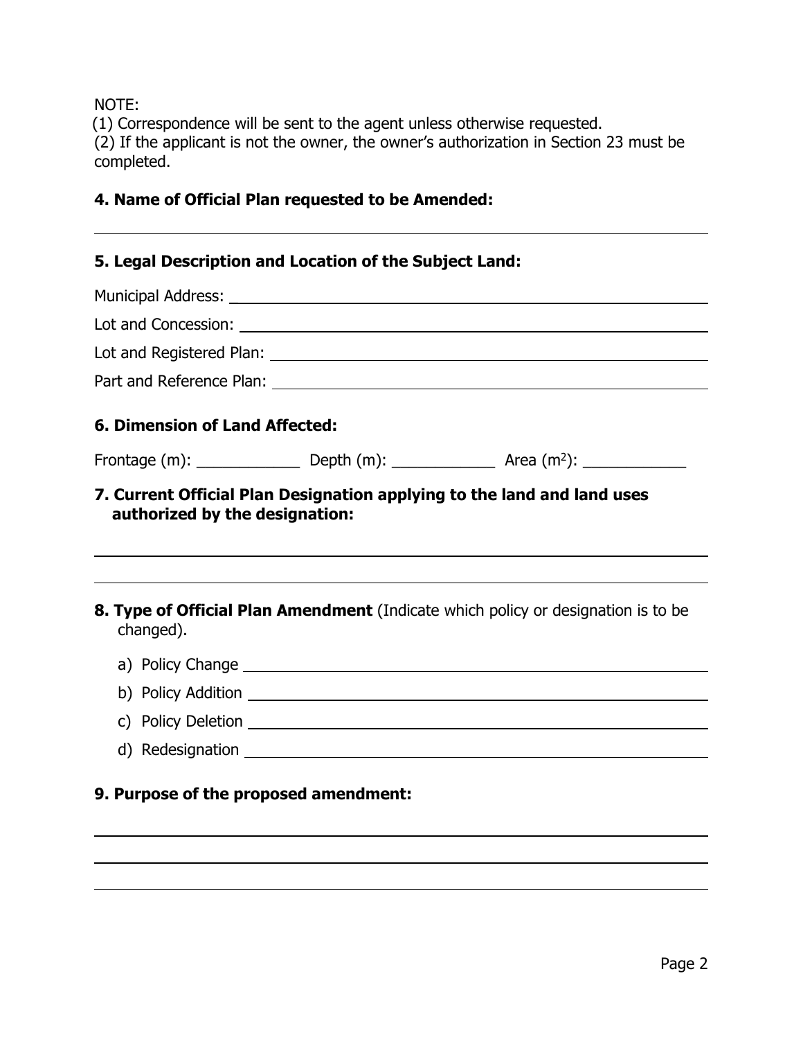NOTE:

(1) Correspondence will be sent to the agent unless otherwise requested.

(2) If the applicant is not the owner, the owner's authorization in Section 23 must be completed.

**4. Name of Official Plan requested to be Amended:**

______________________________________________________________

**5. Legal Description and Location of the Subject Land:**

Municipal Address: ______________________________________________

Lot and Concession: _____________________________________________

Lot and Registered Plan: _________________________________________

Part and Reference Plan: _________________________________________

**6. Dimension of Land Affected:**

Frontage (m): ____________ Depth (m): ____________ Area ($m^2$): ____________

**7. Current Official Plan Designation applying to the land and land uses authorized by the designation:**

______________________________________________________________

______________________________________________________________

**8. Type of Official Plan Amendment** (Indicate which policy or designation is to be changed).

a) Policy Change ____________________________________________

b) Policy Addition ___________________________________________

c) Policy Deletion ___________________________________________

d) Redesignation ____________________________________________

**9. Purpose of the proposed amendment:**

______________________________________________________________

______________________________________________________________

______________________________________________________________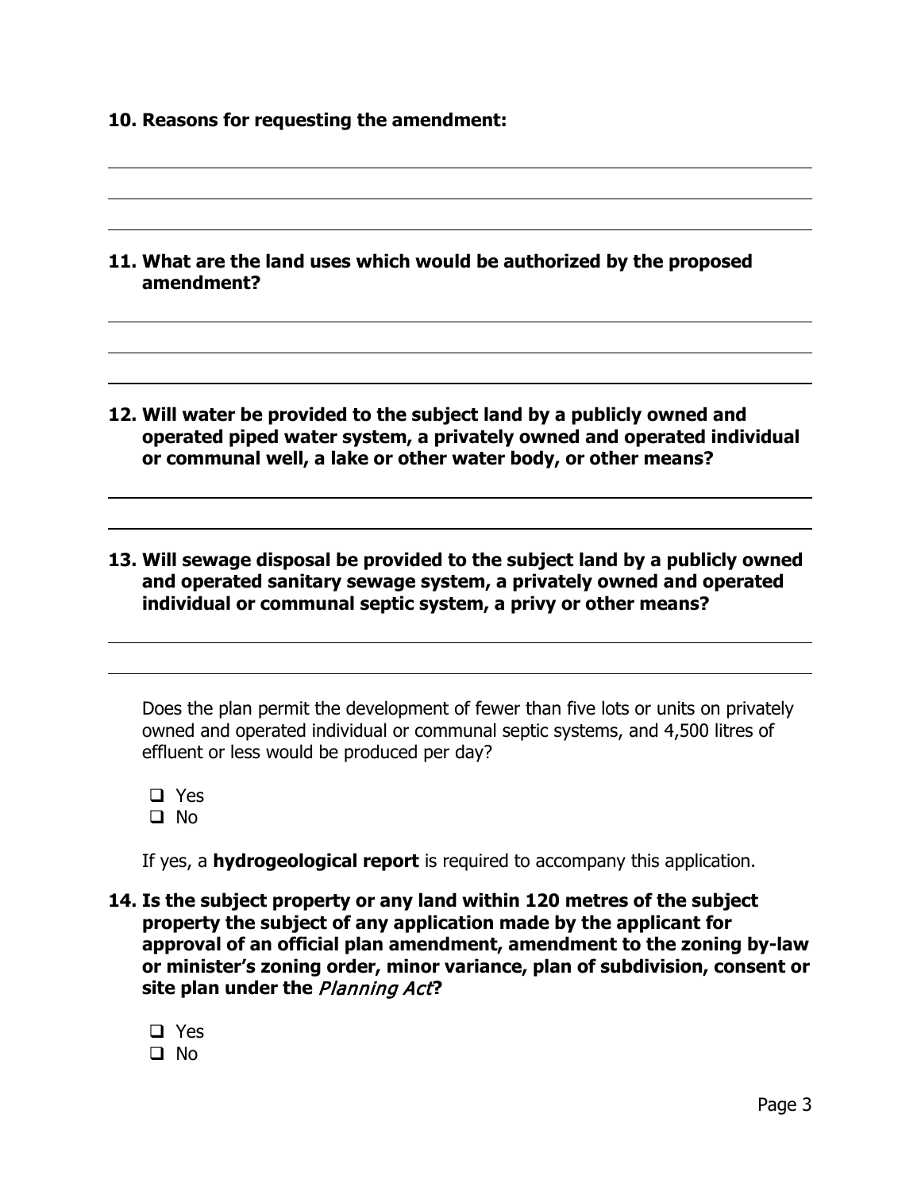**10. Reasons for requesting the amendment:**

**11. What are the land uses which would be authorized by the proposed amendment?**

**12. Will water be provided to the subject land by a publicly owned and operated piped water system, a privately owned and operated individual or communal well, a lake or other water body, or other means?**

**13. Will sewage disposal be provided to the subject land by a publicly owned and operated sanitary sewage system, a privately owned and operated individual or communal septic system, a privy or other means?**

Does the plan permit the development of fewer than five lots or units on privately owned and operated individual or communal septic systems, and 4,500 litres of effluent or less would be produced per day?

- ❑ Yes
- ❑ No

If yes, a **hydrogeological report** is required to accompany this application.

**14. Is the subject property or any land within 120 metres of the subject property the subject of any application made by the applicant for approval of an official plan amendment, amendment to the zoning by-law or minister's zoning order, minor variance, plan of subdivision, consent or site plan under the *Planning Act*?**

- ❑ Yes
- ❑ No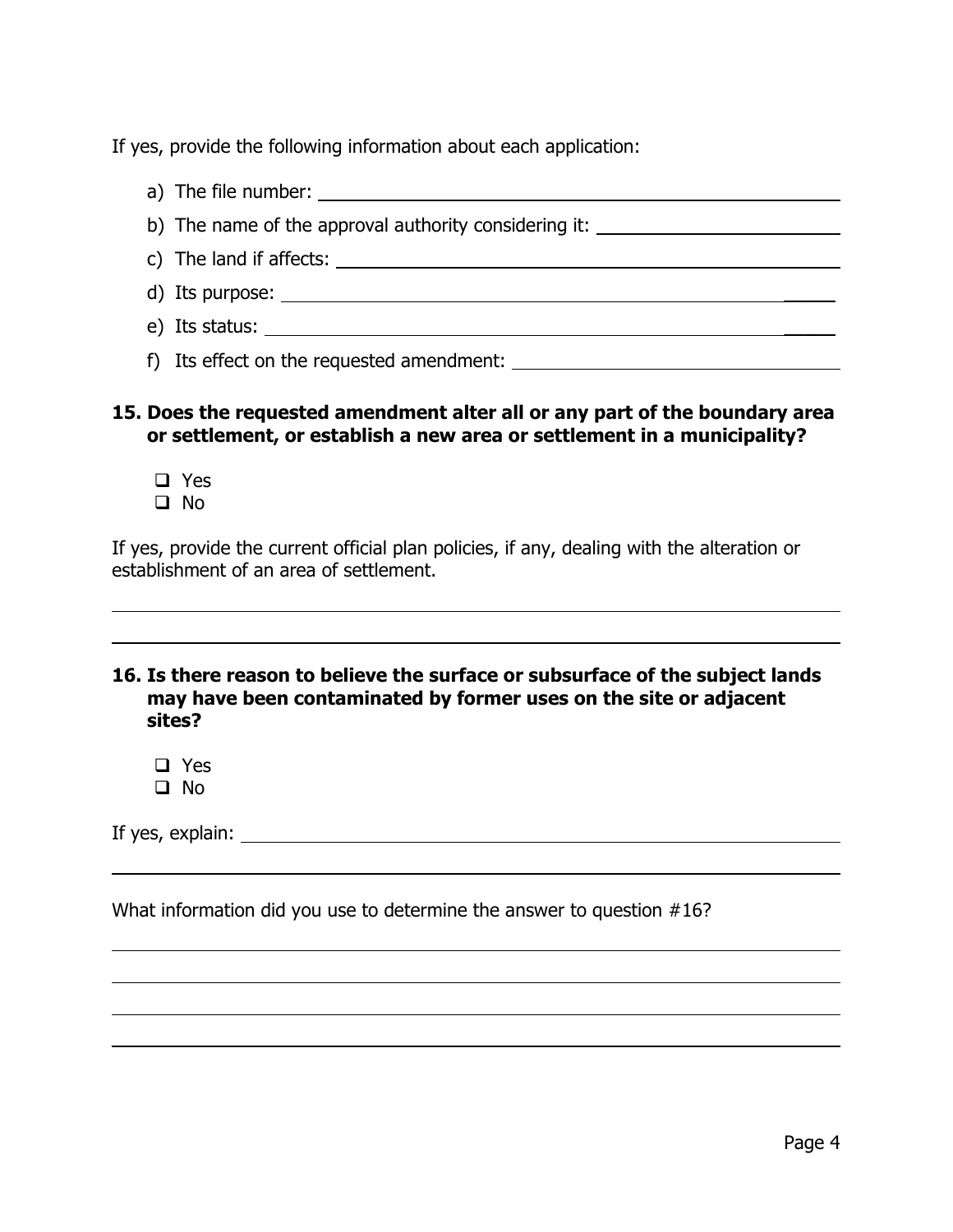If yes, provide the following information about each application:

a) The file number: ______________________________________________

b) The name of the approval authority considering it: ____________________

c) The land if affects: ____________________________________________

d) Its purpose: __________________________________________________

e) Its status: ___________________________________________________

f) Its effect on the requested amendment: ___________________________

**15. Does the requested amendment alter all or any part of the boundary area or settlement, or establish a new area or settlement in a municipality?**

- ❑ Yes
- ❑ No

If yes, provide the current official plan policies, if any, dealing with the alteration or establishment of an area of settlement.

___________________________________________________________________

___________________________________________________________________

**16. Is there reason to believe the surface or subsurface of the subject lands may have been contaminated by former uses on the site or adjacent sites?**

- ❑ Yes
- ❑ No

If yes, explain: ____________________________________________________

___________________________________________________________________

What information did you use to determine the answer to question #16?

___________________________________________________________________

___________________________________________________________________

___________________________________________________________________

___________________________________________________________________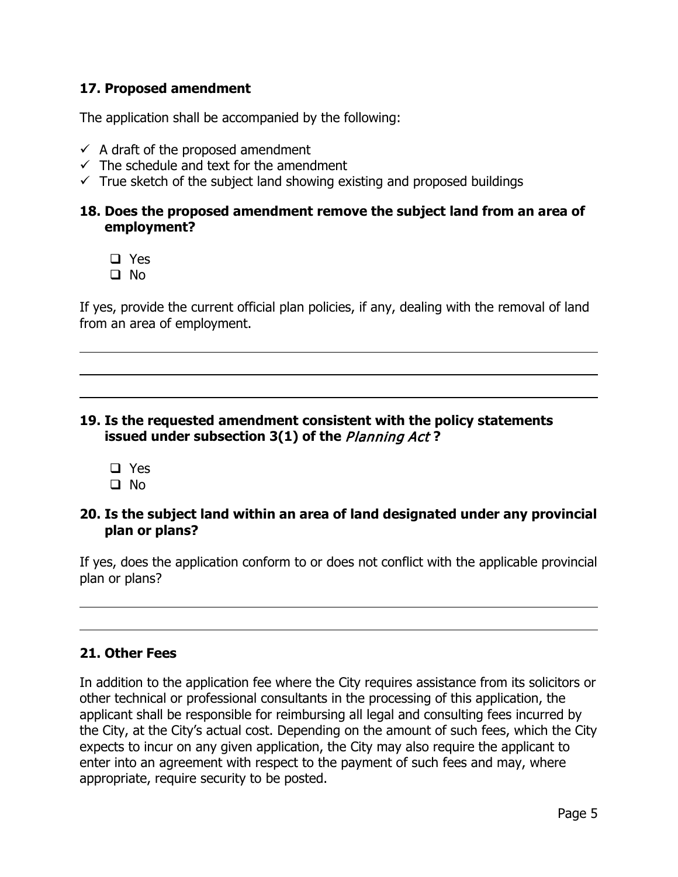### 17. Proposed amendment

The application shall be accompanied by the following:

- ✓ A draft of the proposed amendment
- ✓ The schedule and text for the amendment
- ✓ True sketch of the subject land showing existing and proposed buildings

### 18. Does the proposed amendment remove the subject land from an area of employment?

- ☐ Yes
- ☐ No

If yes, provide the current official plan policies, if any, dealing with the removal of land from an area of employment.

___

___

___

### 19. Is the requested amendment consistent with the policy statements issued under subsection 3(1) of the *Planning Act* ?

- ☐ Yes
- ☐ No

### 20. Is the subject land within an area of land designated under any provincial plan or plans?

If yes, does the application conform to or does not conflict with the applicable provincial plan or plans?

___

___

### 21. Other Fees

In addition to the application fee where the City requires assistance from its solicitors or other technical or professional consultants in the processing of this application, the applicant shall be responsible for reimbursing all legal and consulting fees incurred by the City, at the City's actual cost. Depending on the amount of such fees, which the City expects to incur on any given application, the City may also require the applicant to enter into an agreement with respect to the payment of such fees and may, where appropriate, require security to be posted.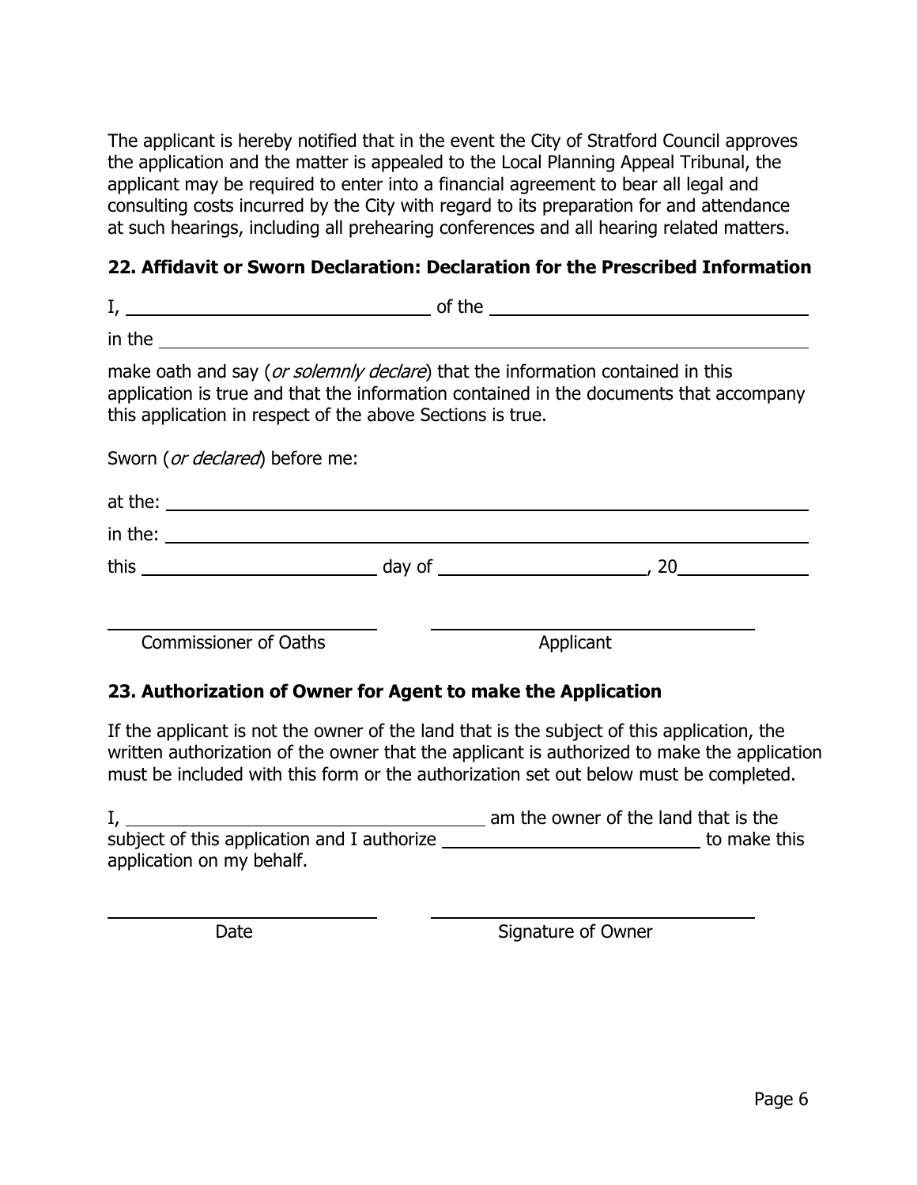The applicant is hereby notified that in the event the City of Stratford Council approves the application and the matter is appealed to the Local Planning Appeal Tribunal, the applicant may be required to enter into a financial agreement to bear all legal and consulting costs incurred by the City with regard to its preparation for and attendance at such hearings, including all prehearing conferences and all hearing related matters.

### 22. Affidavit or Sworn Declaration: Declaration for the Prescribed Information

I, ______________________________ of the ______________________________

in the ______________________________________________________________

make oath and say (*or solemnly declare*) that the information contained in this application is true and that the information contained in the documents that accompany this application in respect of the above Sections is true.

Sworn (*or declared*) before me:

at the: ______________________________________________________________

in the: ______________________________________________________________

this ______________________ day of ____________________, 20____________

______________________________ ______________________________

Commissioner of Oaths Applicant

### 23. Authorization of Owner for Agent to make the Application

If the applicant is not the owner of the land that is the subject of this application, the written authorization of the owner that the applicant is authorized to make the application must be included with this form or the authorization set out below must be completed.

I, ____________________________________ am the owner of the land that is the subject of this application and I authorize ________________________ to make this application on my behalf.

______________________________ ______________________________

Date Signature of Owner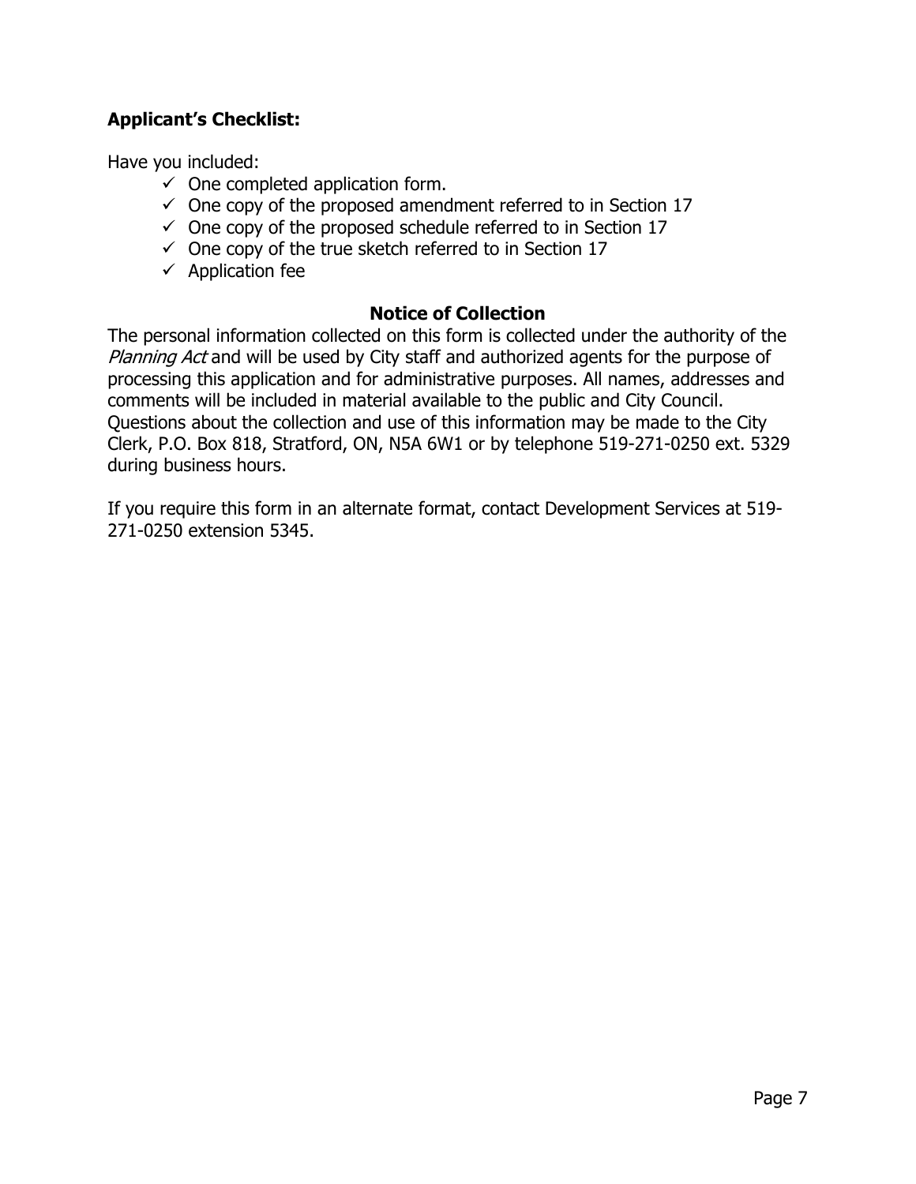**Applicant's Checklist:**

Have you included:

- ✓ One completed application form.
- ✓ One copy of the proposed amendment referred to in Section 17
- ✓ One copy of the proposed schedule referred to in Section 17
- ✓ One copy of the true sketch referred to in Section 17
- ✓ Application fee

**Notice of Collection**

The personal information collected on this form is collected under the authority of the *Planning Act* and will be used by City staff and authorized agents for the purpose of processing this application and for administrative purposes. All names, addresses and comments will be included in material available to the public and City Council. Questions about the collection and use of this information may be made to the City Clerk, P.O. Box 818, Stratford, ON, N5A 6W1 or by telephone 519-271-0250 ext. 5329 during business hours.

If you require this form in an alternate format, contact Development Services at 519-271-0250 extension 5345.